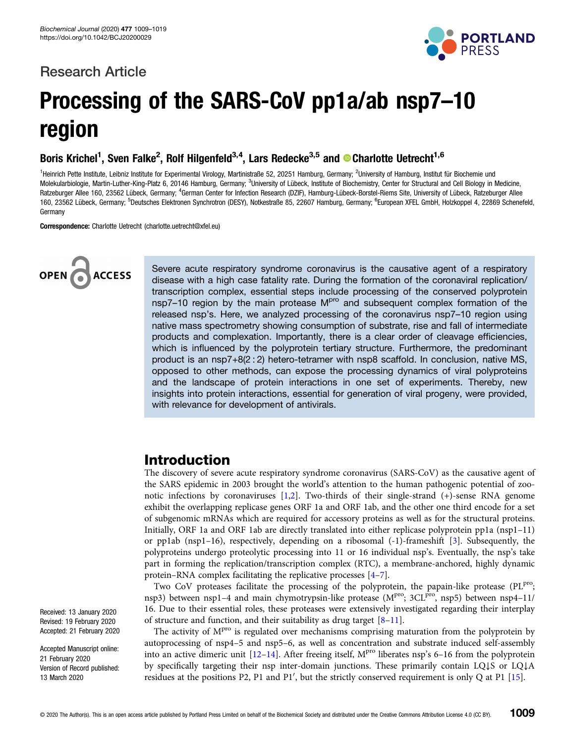Research Article

# Processing of the SARS-CoV pp1a/ab nsp7–10 region

**Boris Krichel[1], Sven Falke[2], Rolf Hilgenfeld[3,4], Lars Redecke[3,5] and Charlotte Uetrecht[1,6]**

[1]Heinrich Pette Institute, Leibniz Institute for Experimental Virology, Martinistraße 52, 20251 Hamburg, Germany; [2]University of Hamburg, Institut für Biochemie und Molekularbiologie, Martin-Luther-King-Platz 6, 20146 Hamburg, Germany; [3]University of Lübeck, Institute of Biochemistry, Center for Structural and Cell Biology in Medicine, Ratzeburger Allee 160, 23562 Lübeck, Germany; [4]German Center for Infection Research (DZIF), Hamburg-Lübeck-Borstel-Riems Site, University of Lübeck, Ratzeburger Allee 160, 23562 Lübeck, Germany; [5]Deutsches Elektronen Synchrotron (DESY), Notkestraße 85, 22607 Hamburg, Germany; [6]European XFEL GmbH, Holzkoppel 4, 22869 Schenefeld, Germany

**Correspondence:** Charlotte Uetrecht (charlotte.uetrecht@xfel.eu)

OPEN ACCESS

Severe acute respiratory syndrome coronavirus is the causative agent of a respiratory disease with a high case fatality rate. During the formation of the coronaviral replication/transcription complex, essential steps include processing of the conserved polyprotein nsp7–10 region by the main protease $M^{pro}$ and subsequent complex formation of the released nsp's. Here, we analyzed processing of the coronavirus nsp7–10 region using native mass spectrometry showing consumption of substrate, rise and fall of intermediate products and complexation. Importantly, there is a clear order of cleavage efficiencies, which is influenced by the polyprotein tertiary structure. Furthermore, the predominant product is an nsp7+8(2 : 2) hetero-tetramer with nsp8 scaffold. In conclusion, native MS, opposed to other methods, can expose the processing dynamics of viral polyproteins and the landscape of protein interactions in one set of experiments. Thereby, new insights into protein interactions, essential for generation of viral progeny, were provided, with relevance for development of antivirals.

Received: 13 January 2020
Revised: 19 February 2020
Accepted: 21 February 2020

Accepted Manuscript online: 21 February 2020
Version of Record published: 13 March 2020

## Introduction

The discovery of severe acute respiratory syndrome coronavirus (SARS-CoV) as the causative agent of the SARS epidemic in 2003 brought the world's attention to the human pathogenic potential of zoonotic infections by coronaviruses [1,2]. Two-thirds of their single-strand (+)-sense RNA genome exhibit the overlapping replicase genes ORF 1a and ORF 1ab, and the other one third encode for a set of subgenomic mRNAs which are required for accessory proteins as well as for the structural proteins. Initially, ORF 1a and ORF 1ab are directly translated into either replicase polyprotein pp1a (nsp1–11) or pp1ab (nsp1–16), respectively, depending on a ribosomal (-1)-frameshift [3]. Subsequently, the polyproteins undergo proteolytic processing into 11 or 16 individual nsp's. Eventually, the nsp's take part in forming the replication/transcription complex (RTC), a membrane-anchored, highly dynamic protein–RNA complex facilitating the replicative processes [4–7].

Two CoV proteases facilitate the processing of the polyprotein, the papain-like protease ($PL^{pro}$; nsp3) between nsp1–4 and main chymotrypsin-like protease ($M^{pro}$; $3CL^{pro}$, nsp5) between nsp4–11/16. Due to their essential roles, these proteases were extensively investigated regarding their interplay of structure and function, and their suitability as drug target [8–11].

The activity of $M^{pro}$ is regulated over mechanisms comprising maturation from the polyprotein by autoprocessing of nsp4–5 and nsp5–6, as well as concentration and substrate induced self-assembly into an active dimeric unit [12–14]. After freeing itself, $M^{pro}$ liberates nsp's 6–16 from the polyprotein by specifically targeting their nsp inter-domain junctions. These primarily contain LQ↓S or LQ↓A residues at the positions P2, P1 and P1′, but the strictly conserved requirement is only Q at P1 [15].

© 2020 The Author(s). This is an open access article published by Portland Press Limited on behalf of the Biochemical Society and distributed under the Creative Commons Attribution License 4.0 (CC BY).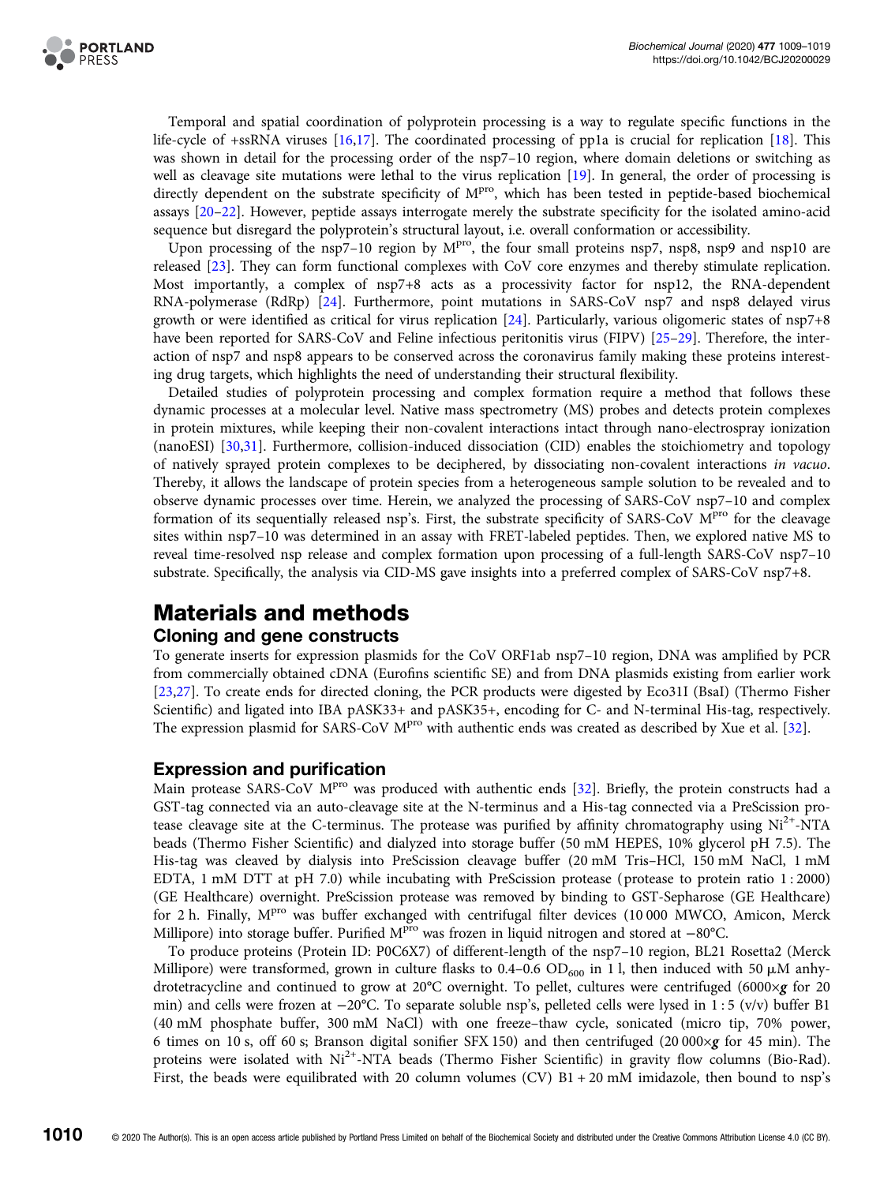Temporal and spatial coordination of polyprotein processing is a way to regulate specific functions in the life-cycle of +ssRNA viruses [16,17]. The coordinated processing of pp1a is crucial for replication [18]. This was shown in detail for the processing order of the nsp7–10 region, where domain deletions or switching as well as cleavage site mutations were lethal to the virus replication [19]. In general, the order of processing is directly dependent on the substrate specificity of M$^{pro}$, which has been tested in peptide-based biochemical assays [20–22]. However, peptide assays interrogate merely the substrate specificity for the isolated amino-acid sequence but disregard the polyprotein's structural layout, i.e. overall conformation or accessibility.

Upon processing of the nsp7–10 region by M$^{pro}$, the four small proteins nsp7, nsp8, nsp9 and nsp10 are released [23]. They can form functional complexes with CoV core enzymes and thereby stimulate replication. Most importantly, a complex of nsp7+8 acts as a processivity factor for nsp12, the RNA-dependent RNA-polymerase (RdRp) [24]. Furthermore, point mutations in SARS-CoV nsp7 and nsp8 delayed virus growth or were identified as critical for virus replication [24]. Particularly, various oligomeric states of nsp7+8 have been reported for SARS-CoV and Feline infectious peritonitis virus (FIPV) [25–29]. Therefore, the interaction of nsp7 and nsp8 appears to be conserved across the coronavirus family making these proteins interesting drug targets, which highlights the need of understanding their structural flexibility.

Detailed studies of polyprotein processing and complex formation require a method that follows these dynamic processes at a molecular level. Native mass spectrometry (MS) probes and detects protein complexes in protein mixtures, while keeping their non-covalent interactions intact through nano-electrospray ionization (nanoESI) [30,31]. Furthermore, collision-induced dissociation (CID) enables the stoichiometry and topology of natively sprayed protein complexes to be deciphered, by dissociating non-covalent interactions *in vacuo*. Thereby, it allows the landscape of protein species from a heterogeneous sample solution to be revealed and to observe dynamic processes over time. Herein, we analyzed the processing of SARS-CoV nsp7–10 and complex formation of its sequentially released nsp's. First, the substrate specificity of SARS-CoV M$^{pro}$ for the cleavage sites within nsp7–10 was determined in an assay with FRET-labeled peptides. Then, we explored native MS to reveal time-resolved nsp release and complex formation upon processing of a full-length SARS-CoV nsp7–10 substrate. Specifically, the analysis via CID-MS gave insights into a preferred complex of SARS-CoV nsp7+8.

# Materials and methods

## Cloning and gene constructs

To generate inserts for expression plasmids for the CoV ORF1ab nsp7–10 region, DNA was amplified by PCR from commercially obtained cDNA (Eurofins scientific SE) and from DNA plasmids existing from earlier work [23,27]. To create ends for directed cloning, the PCR products were digested by Eco31I (BsaI) (Thermo Fisher Scientific) and ligated into IBA pASK33+ and pASK35+, encoding for C- and N-terminal His-tag, respectively. The expression plasmid for SARS-CoV M$^{pro}$ with authentic ends was created as described by Xue et al. [32].

## Expression and purification

Main protease SARS-CoV M$^{pro}$ was produced with authentic ends [32]. Briefly, the protein constructs had a GST-tag connected via an auto-cleavage site at the N-terminus and a His-tag connected via a PreScission protease cleavage site at the C-terminus. The protease was purified by affinity chromatography using $Ni^{2+}$-NTA beads (Thermo Fisher Scientific) and dialyzed into storage buffer (50 mM HEPES, 10% glycerol pH 7.5). The His-tag was cleaved by dialysis into PreScission cleavage buffer (20 mM Tris–HCl, 150 mM NaCl, 1 mM EDTA, 1 mM DTT at pH 7.0) while incubating with PreScission protease (protease to protein ratio 1 : 2000) (GE Healthcare) overnight. PreScission protease was removed by binding to GST-Sepharose (GE Healthcare) for 2 h. Finally, M$^{pro}$ was buffer exchanged with centrifugal filter devices (10 000 MWCO, Amicon, Merck Millipore) into storage buffer. Purified M$^{pro}$ was frozen in liquid nitrogen and stored at −80°C.

To produce proteins (Protein ID: P0C6X7) of different-length of the nsp7–10 region, BL21 Rosetta2 (Merck Millipore) were transformed, grown in culture flasks to 0.4–0.6 $OD_{600}$ in 1 l, then induced with 50 μM anhydrotetracycline and continued to grow at 20°C overnight. To pellet, cultures were centrifuged (6000×*g* for 20 min) and cells were frozen at −20°C. To separate soluble nsp's, pelleted cells were lysed in 1 : 5 (v/v) buffer B1 (40 mM phosphate buffer, 300 mM NaCl) with one freeze–thaw cycle, sonicated (micro tip, 70% power, 6 times on 10 s, off 60 s; Branson digital sonifier SFX 150) and then centrifuged (20 000×*g* for 45 min). The proteins were isolated with $Ni^{2+}$-NTA beads (Thermo Fisher Scientific) in gravity flow columns (Bio-Rad). First, the beads were equilibrated with 20 column volumes (CV) B1 + 20 mM imidazole, then bound to nsp's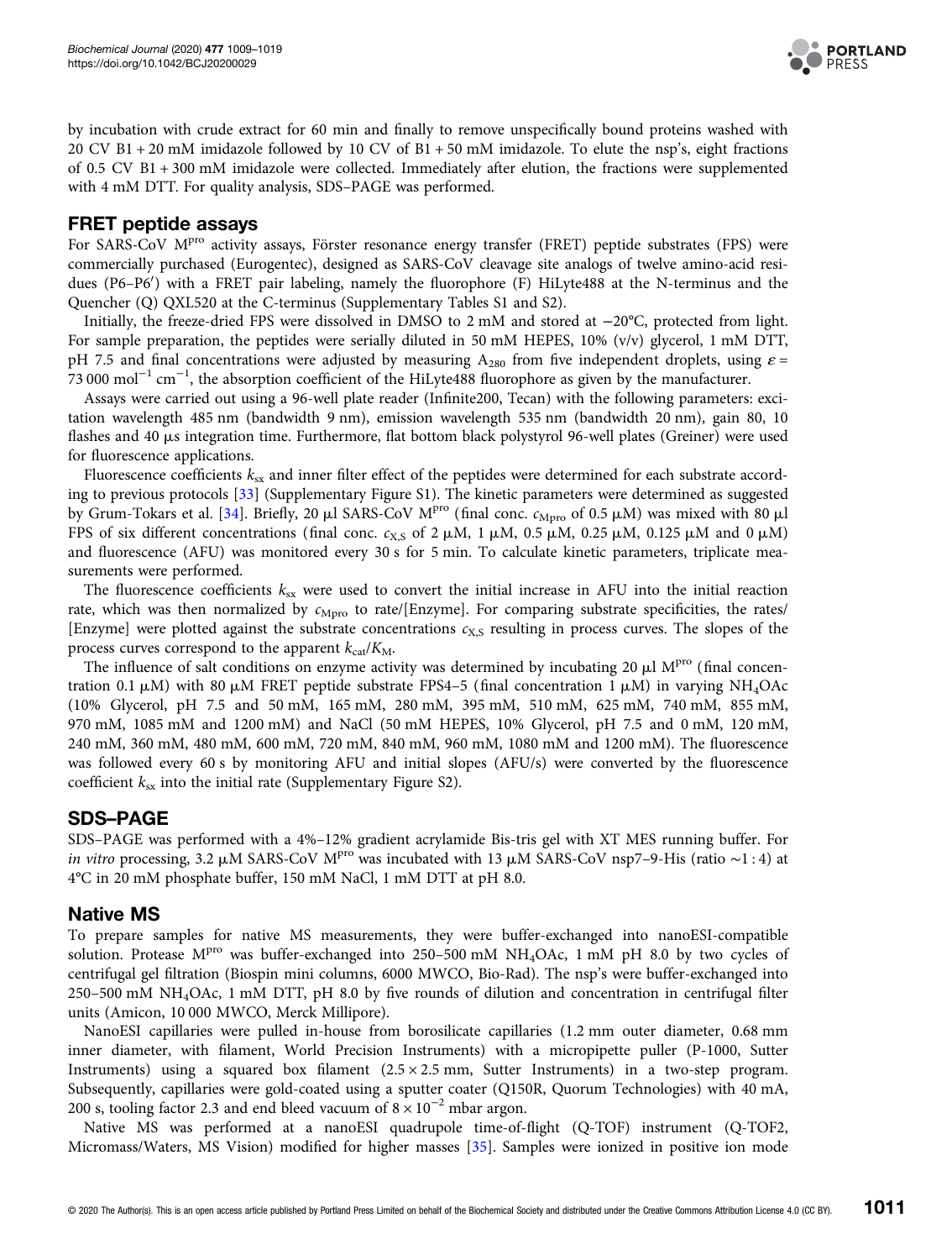by incubation with crude extract for 60 min and finally to remove unspecifically bound proteins washed with 20 CV B1 + 20 mM imidazole followed by 10 CV of B1 + 50 mM imidazole. To elute the nsp's, eight fractions of 0.5 CV B1 + 300 mM imidazole were collected. Immediately after elution, the fractions were supplemented with 4 mM DTT. For quality analysis, SDS–PAGE was performed.

## FRET peptide assays

For SARS-CoV $M^{pro}$ activity assays, Förster resonance energy transfer (FRET) peptide substrates (FPS) were commercially purchased (Eurogentec), designed as SARS-CoV cleavage site analogs of twelve amino-acid residues (P6–P6′) with a FRET pair labeling, namely the fluorophore (F) HiLyte488 at the N-terminus and the Quencher (Q) QXL520 at the C-terminus (Supplementary Tables S1 and S2).

Initially, the freeze-dried FPS were dissolved in DMSO to 2 mM and stored at −20°C, protected from light. For sample preparation, the peptides were serially diluted in 50 mM HEPES, 10% (v/v) glycerol, 1 mM DTT, pH 7.5 and final concentrations were adjusted by measuring $A_{280}$ from five independent droplets, using $\varepsilon$ = 73 000 $mol^{-1}$ $cm^{-1}$, the absorption coefficient of the HiLyte488 fluorophore as given by the manufacturer.

Assays were carried out using a 96-well plate reader (Infinite200, Tecan) with the following parameters: excitation wavelength 485 nm (bandwidth 9 nm), emission wavelength 535 nm (bandwidth 20 nm), gain 80, 10 flashes and 40 µs integration time. Furthermore, flat bottom black polystyrol 96-well plates (Greiner) were used for fluorescence applications.

Fluorescence coefficients $k_{sx}$ and inner filter effect of the peptides were determined for each substrate according to previous protocols [33] (Supplementary Figure S1). The kinetic parameters were determined as suggested by Grum-Tokars et al. [34]. Briefly, 20 µl SARS-CoV $M^{pro}$ (final conc. $c_{Mpro}$ of 0.5 µM) was mixed with 80 µl FPS of six different concentrations (final conc. $c_{X,S}$ of 2 µM, 1 µM, 0.5 µM, 0.25 µM, 0.125 µM and 0 µM) and fluorescence (AFU) was monitored every 30 s for 5 min. To calculate kinetic parameters, triplicate measurements were performed.

The fluorescence coefficients $k_{sx}$ were used to convert the initial increase in AFU into the initial reaction rate, which was then normalized by $c_{Mpro}$ to rate/[Enzyme]. For comparing substrate specificities, the rates/[Enzyme] were plotted against the substrate concentrations $c_{X,S}$ resulting in process curves. The slopes of the process curves correspond to the apparent $k_{cat}/K_M$.

The influence of salt conditions on enzyme activity was determined by incubating 20 µl $M^{pro}$ (final concentration 0.1 µM) with 80 µM FRET peptide substrate FPS4–5 (final concentration 1 µM) in varying $NH_4OAc$ (10% Glycerol, pH 7.5 and 50 mM, 165 mM, 280 mM, 395 mM, 510 mM, 625 mM, 740 mM, 855 mM, 970 mM, 1085 mM and 1200 mM) and NaCl (50 mM HEPES, 10% Glycerol, pH 7.5 and 0 mM, 120 mM, 240 mM, 360 mM, 480 mM, 600 mM, 720 mM, 840 mM, 960 mM, 1080 mM and 1200 mM). The fluorescence was followed every 60 s by monitoring AFU and initial slopes (AFU/s) were converted by the fluorescence coefficient $k_{sx}$ into the initial rate (Supplementary Figure S2).

## SDS–PAGE

SDS–PAGE was performed with a 4%–12% gradient acrylamide Bis-tris gel with XT MES running buffer. For *in vitro* processing, 3.2 µM SARS-CoV $M^{pro}$ was incubated with 13 µM SARS-CoV nsp7–9-His (ratio ∼1 : 4) at 4°C in 20 mM phosphate buffer, 150 mM NaCl, 1 mM DTT at pH 8.0.

## Native MS

To prepare samples for native MS measurements, they were buffer-exchanged into nanoESI-compatible solution. Protease $M^{pro}$ was buffer-exchanged into 250–500 mM $NH_4OAc$, 1 mM pH 8.0 by two cycles of centrifugal gel filtration (Biospin mini columns, 6000 MWCO, Bio-Rad). The nsp's were buffer-exchanged into 250–500 mM $NH_4OAc$, 1 mM DTT, pH 8.0 by five rounds of dilution and concentration in centrifugal filter units (Amicon, 10 000 MWCO, Merck Millipore).

NanoESI capillaries were pulled in-house from borosilicate capillaries (1.2 mm outer diameter, 0.68 mm inner diameter, with filament, World Precision Instruments) with a micropipette puller (P-1000, Sutter Instruments) using a squared box filament (2.5 × 2.5 mm, Sutter Instruments) in a two-step program. Subsequently, capillaries were gold-coated using a sputter coater (Q150R, Quorum Technologies) with 40 mA, 200 s, tooling factor 2.3 and end bleed vacuum of $8 \times 10^{-2}$ mbar argon.

Native MS was performed at a nanoESI quadrupole time-of-flight (Q-TOF) instrument (Q-TOF2, Micromass/Waters, MS Vision) modified for higher masses [35]. Samples were ionized in positive ion mode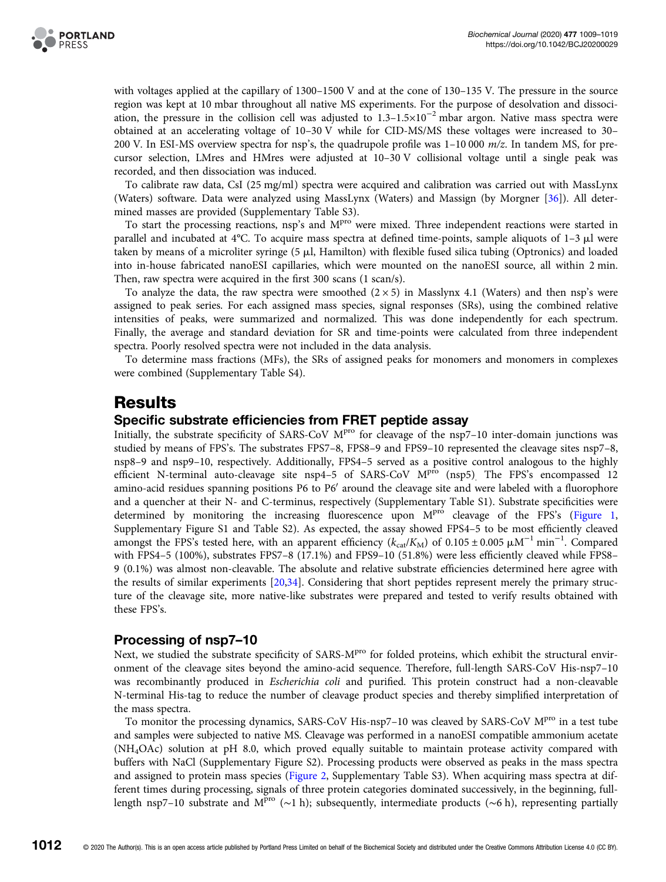with voltages applied at the capillary of 1300–1500 V and at the cone of 130–135 V. The pressure in the source region was kept at 10 mbar throughout all native MS experiments. For the purpose of desolvation and dissociation, the pressure in the collision cell was adjusted to 1.3–1.5×$10^{-2}$ mbar argon. Native mass spectra were obtained at an accelerating voltage of 10–30 V while for CID-MS/MS these voltages were increased to 30–200 V. In ESI-MS overview spectra for nsp's, the quadrupole profile was 1–10 000 *m/z*. In tandem MS, for precursor selection, LMres and HMres were adjusted at 10–30 V collisional voltage until a single peak was recorded, and then dissociation was induced.

To calibrate raw data, CsI (25 mg/ml) spectra were acquired and calibration was carried out with MassLynx (Waters) software. Data were analyzed using MassLynx (Waters) and Massign (by Morgner [36]). All determined masses are provided (Supplementary Table S3).

To start the processing reactions, nsp's and $M^{pro}$ were mixed. Three independent reactions were started in parallel and incubated at 4°C. To acquire mass spectra at defined time-points, sample aliquots of 1–3 μl were taken by means of a microliter syringe (5 μl, Hamilton) with flexible fused silica tubing (Optronics) and loaded into in-house fabricated nanoESI capillaries, which were mounted on the nanoESI source, all within 2 min. Then, raw spectra were acquired in the first 300 scans (1 scan/s).

To analyze the data, the raw spectra were smoothed (2 × 5) in Masslynx 4.1 (Waters) and then nsp's were assigned to peak series. For each assigned mass species, signal responses (SRs), using the combined relative intensities of peaks, were summarized and normalized. This was done independently for each spectrum. Finally, the average and standard deviation for SR and time-points were calculated from three independent spectra. Poorly resolved spectra were not included in the data analysis.

To determine mass fractions (MFs), the SRs of assigned peaks for monomers and monomers in complexes were combined (Supplementary Table S4).

# Results

## Specific substrate efficiencies from FRET peptide assay

Initially, the substrate specificity of SARS-CoV $M^{pro}$ for cleavage of the nsp7–10 inter-domain junctions was studied by means of FPS's. The substrates FPS7–8, FPS8–9 and FPS9–10 represented the cleavage sites nsp7–8, nsp8–9 and nsp9–10, respectively. Additionally, FPS4–5 served as a positive control analogous to the highly efficient N-terminal auto-cleavage site nsp4–5 of SARS-CoV $M^{pro}$ (nsp5). The FPS's encompassed 12 amino-acid residues spanning positions P6 to P6′ around the cleavage site and were labeled with a fluorophore and a quencher at their N- and C-terminus, respectively (Supplementary Table S1). Substrate specificities were determined by monitoring the increasing fluorescence upon $M^{pro}$ cleavage of the FPS's (Figure 1, Supplementary Figure S1 and Table S2). As expected, the assay showed FPS4–5 to be most efficiently cleaved amongst the FPS's tested here, with an apparent efficiency ($k_{cat}/K_M$) of 0.105 ± 0.005 $\mu M^{-1}$ $min^{-1}$. Compared with FPS4–5 (100%), substrates FPS7–8 (17.1%) and FPS9–10 (51.8%) were less efficiently cleaved while FPS8–9 (0.1%) was almost non-cleavable. The absolute and relative substrate efficiencies determined here agree with the results of similar experiments [20,34]. Considering that short peptides represent merely the primary structure of the cleavage site, more native-like substrates were prepared and tested to verify results obtained with these FPS's.

## Processing of nsp7–10

Next, we studied the substrate specificity of SARS-$M^{pro}$ for folded proteins, which exhibit the structural environment of the cleavage sites beyond the amino-acid sequence. Therefore, full-length SARS-CoV His-nsp7–10 was recombinantly produced in *Escherichia coli* and purified. This protein construct had a non-cleavable N-terminal His-tag to reduce the number of cleavage product species and thereby simplified interpretation of the mass spectra.

To monitor the processing dynamics, SARS-CoV His-nsp7–10 was cleaved by SARS-CoV $M^{pro}$ in a test tube and samples were subjected to native MS. Cleavage was performed in a nanoESI compatible ammonium acetate ($NH_4OAc$) solution at pH 8.0, which proved equally suitable to maintain protease activity compared with buffers with NaCl (Supplementary Figure S2). Processing products were observed as peaks in the mass spectra and assigned to protein mass species (Figure 2, Supplementary Table S3). When acquiring mass spectra at different times during processing, signals of three protein categories dominated successively, in the beginning, full-length nsp7–10 substrate and $M^{pro}$ (~1 h); subsequently, intermediate products (~6 h), representing partially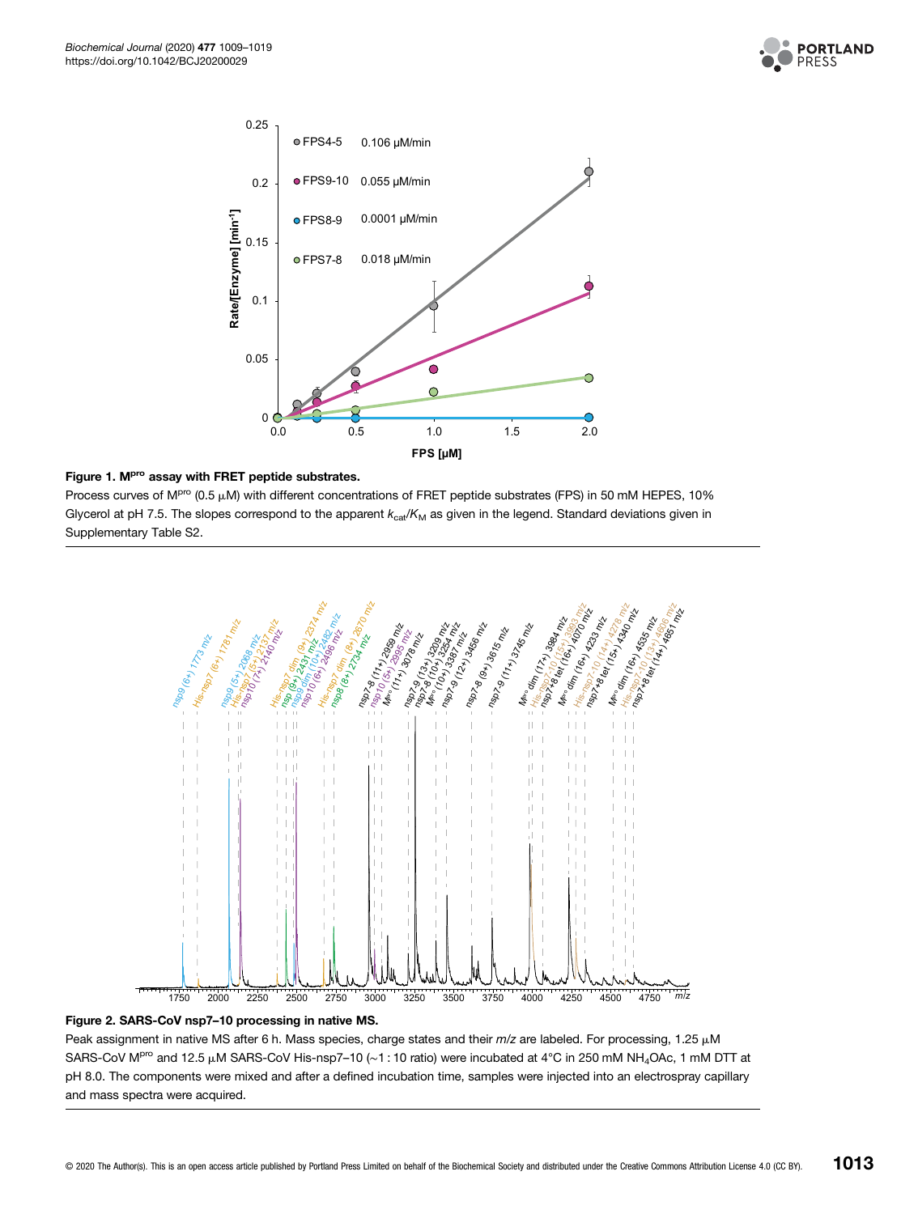**Figure 1. $M^{pro}$ assay with FRET peptide substrates.**

Process curves of $M^{pro}$ (0.5 μM) with different concentrations of FRET peptide substrates (FPS) in 50 mM HEPES, 10% Glycerol at pH 7.5. The slopes correspond to the apparent $k_{cat}/K_M$ as given in the legend. Standard deviations given in Supplementary Table S2.

**Figure 2. SARS-CoV nsp7–10 processing in native MS.**

Peak assignment in native MS after 6 h. Mass species, charge states and their *m/z* are labeled. For processing, 1.25 μM SARS-CoV $M^{pro}$ and 12.5 μM SARS-CoV His-nsp7–10 (~1 : 10 ratio) were incubated at 4°C in 250 mM $NH_4OAc$, 1 mM DTT at pH 8.0. The components were mixed and after a defined incubation time, samples were injected into an electrospray capillary and mass spectra were acquired.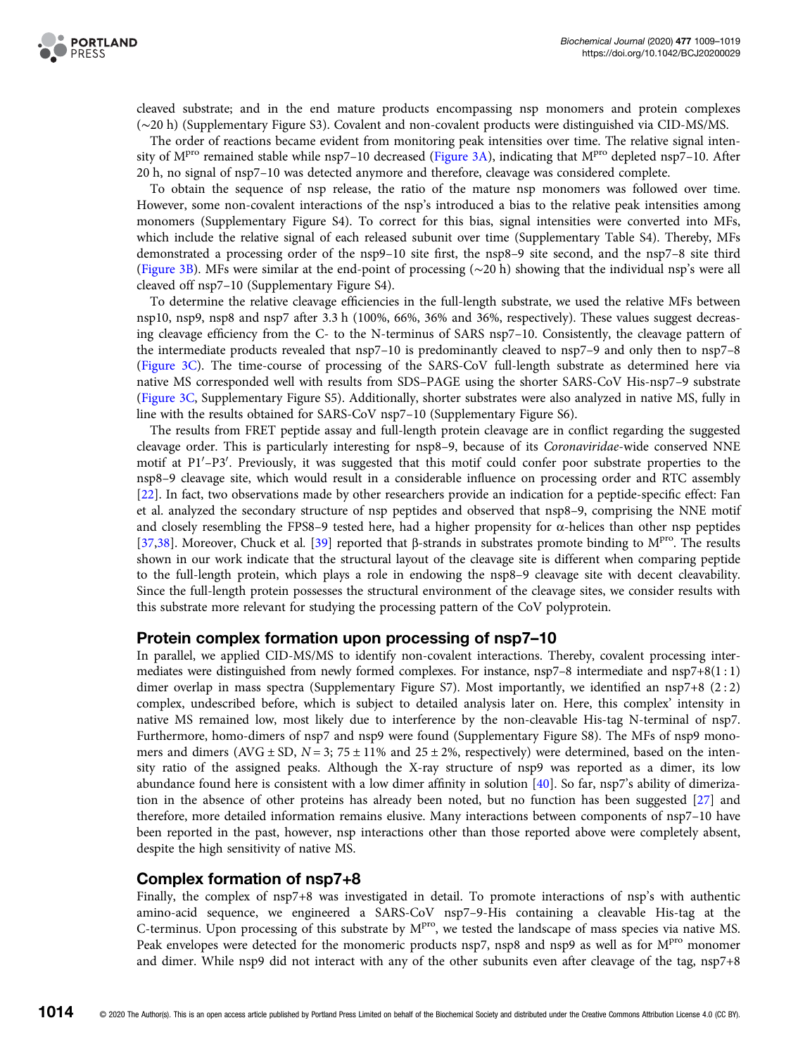cleaved substrate; and in the end mature products encompassing nsp monomers and protein complexes (∼20 h) (Supplementary Figure S3). Covalent and non-covalent products were distinguished via CID-MS/MS.

The order of reactions became evident from monitoring peak intensities over time. The relative signal intensity of M$^{pro}$ remained stable while nsp7–10 decreased (Figure 3A), indicating that M$^{pro}$ depleted nsp7–10. After 20 h, no signal of nsp7–10 was detected anymore and therefore, cleavage was considered complete.

To obtain the sequence of nsp release, the ratio of the mature nsp monomers was followed over time. However, some non-covalent interactions of the nsp's introduced a bias to the relative peak intensities among monomers (Supplementary Figure S4). To correct for this bias, signal intensities were converted into MFs, which include the relative signal of each released subunit over time (Supplementary Table S4). Thereby, MFs demonstrated a processing order of the nsp9–10 site first, the nsp8–9 site second, and the nsp7–8 site third (Figure 3B). MFs were similar at the end-point of processing (∼20 h) showing that the individual nsp's were all cleaved off nsp7–10 (Supplementary Figure S4).

To determine the relative cleavage efficiencies in the full-length substrate, we used the relative MFs between nsp10, nsp9, nsp8 and nsp7 after 3.3 h (100%, 66%, 36% and 36%, respectively). These values suggest decreasing cleavage efficiency from the C- to the N-terminus of SARS nsp7–10. Consistently, the cleavage pattern of the intermediate products revealed that nsp7–10 is predominantly cleaved to nsp7–9 and only then to nsp7–8 (Figure 3C). The time-course of processing of the SARS-CoV full-length substrate as determined here via native MS corresponded well with results from SDS–PAGE using the shorter SARS-CoV His-nsp7–9 substrate (Figure 3C, Supplementary Figure S5). Additionally, shorter substrates were also analyzed in native MS, fully in line with the results obtained for SARS-CoV nsp7–10 (Supplementary Figure S6).

The results from FRET peptide assay and full-length protein cleavage are in conflict regarding the suggested cleavage order. This is particularly interesting for nsp8–9, because of its *Coronaviridae*-wide conserved NNE motif at P1′–P3′. Previously, it was suggested that this motif could confer poor substrate properties to the nsp8–9 cleavage site, which would result in a considerable influence on processing order and RTC assembly [22]. In fact, two observations made by other researchers provide an indication for a peptide-specific effect: Fan et al. analyzed the secondary structure of nsp peptides and observed that nsp8–9, comprising the NNE motif and closely resembling the FPS8–9 tested here, had a higher propensity for α-helices than other nsp peptides [37,38]. Moreover, Chuck et al. [39] reported that β-strands in substrates promote binding to M$^{pro}$. The results shown in our work indicate that the structural layout of the cleavage site is different when comparing peptide to the full-length protein, which plays a role in endowing the nsp8–9 cleavage site with decent cleavability. Since the full-length protein possesses the structural environment of the cleavage sites, we consider results with this substrate more relevant for studying the processing pattern of the CoV polyprotein.

## Protein complex formation upon processing of nsp7–10

In parallel, we applied CID-MS/MS to identify non-covalent interactions. Thereby, covalent processing intermediates were distinguished from newly formed complexes. For instance, nsp7–8 intermediate and nsp7+8(1 : 1) dimer overlap in mass spectra (Supplementary Figure S7). Most importantly, we identified an nsp7+8 (2 : 2) complex, undescribed before, which is subject to detailed analysis later on. Here, this complex' intensity in native MS remained low, most likely due to interference by the non-cleavable His-tag N-terminal of nsp7. Furthermore, homo-dimers of nsp7 and nsp9 were found (Supplementary Figure S8). The MFs of nsp9 monomers and dimers (AVG ± SD, $N = 3$; 75 ± 11% and 25 ± 2%, respectively) were determined, based on the intensity ratio of the assigned peaks. Although the X-ray structure of nsp9 was reported as a dimer, its low abundance found here is consistent with a low dimer affinity in solution [40]. So far, nsp7's ability of dimerization in the absence of other proteins has already been noted, but no function has been suggested [27] and therefore, more detailed information remains elusive. Many interactions between components of nsp7–10 have been reported in the past, however, nsp interactions other than those reported above were completely absent, despite the high sensitivity of native MS.

## Complex formation of nsp7+8

Finally, the complex of nsp7+8 was investigated in detail. To promote interactions of nsp's with authentic amino-acid sequence, we engineered a SARS-CoV nsp7–9-His containing a cleavable His-tag at the C-terminus. Upon processing of this substrate by M$^{pro}$, we tested the landscape of mass species via native MS. Peak envelopes were detected for the monomeric products nsp7, nsp8 and nsp9 as well as for M$^{pro}$ monomer and dimer. While nsp9 did not interact with any of the other subunits even after cleavage of the tag, nsp7+8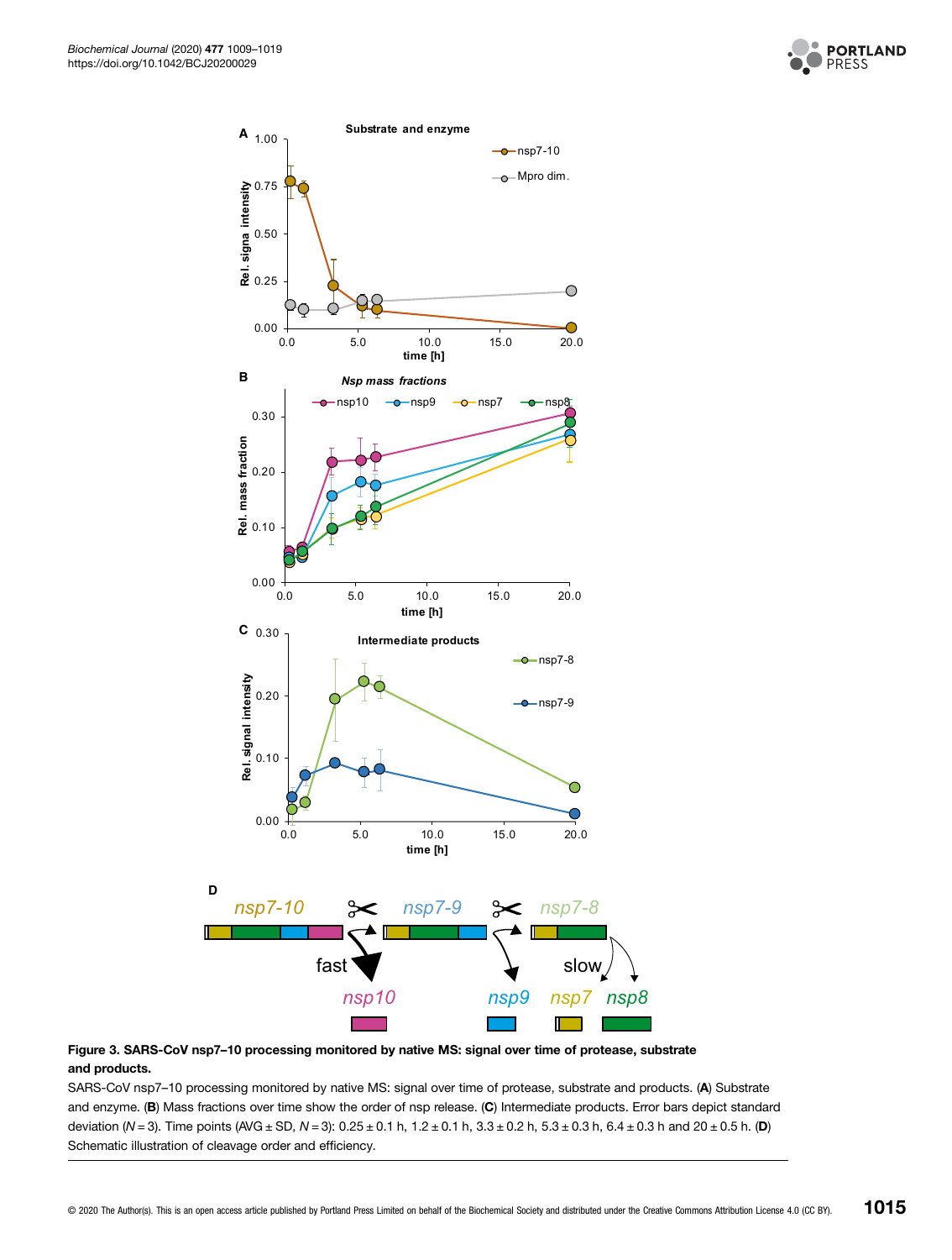**Figure 3. SARS-CoV nsp7–10 processing monitored by native MS: signal over time of protease, substrate and products.**

SARS-CoV nsp7–10 processing monitored by native MS: signal over time of protease, substrate and products. (**A**) Substrate and enzyme. (**B**) Mass fractions over time show the order of nsp release. (**C**) Intermediate products. Error bars depict standard deviation ($N = 3$). Time points (AVG ± SD, $N = 3$): 0.25 ± 0.1 h, 1.2 ± 0.1 h, 3.3 ± 0.2 h, 5.3 ± 0.3 h, 6.4 ± 0.3 h and 20 ± 0.5 h. (**D**) Schematic illustration of cleavage order and efficiency.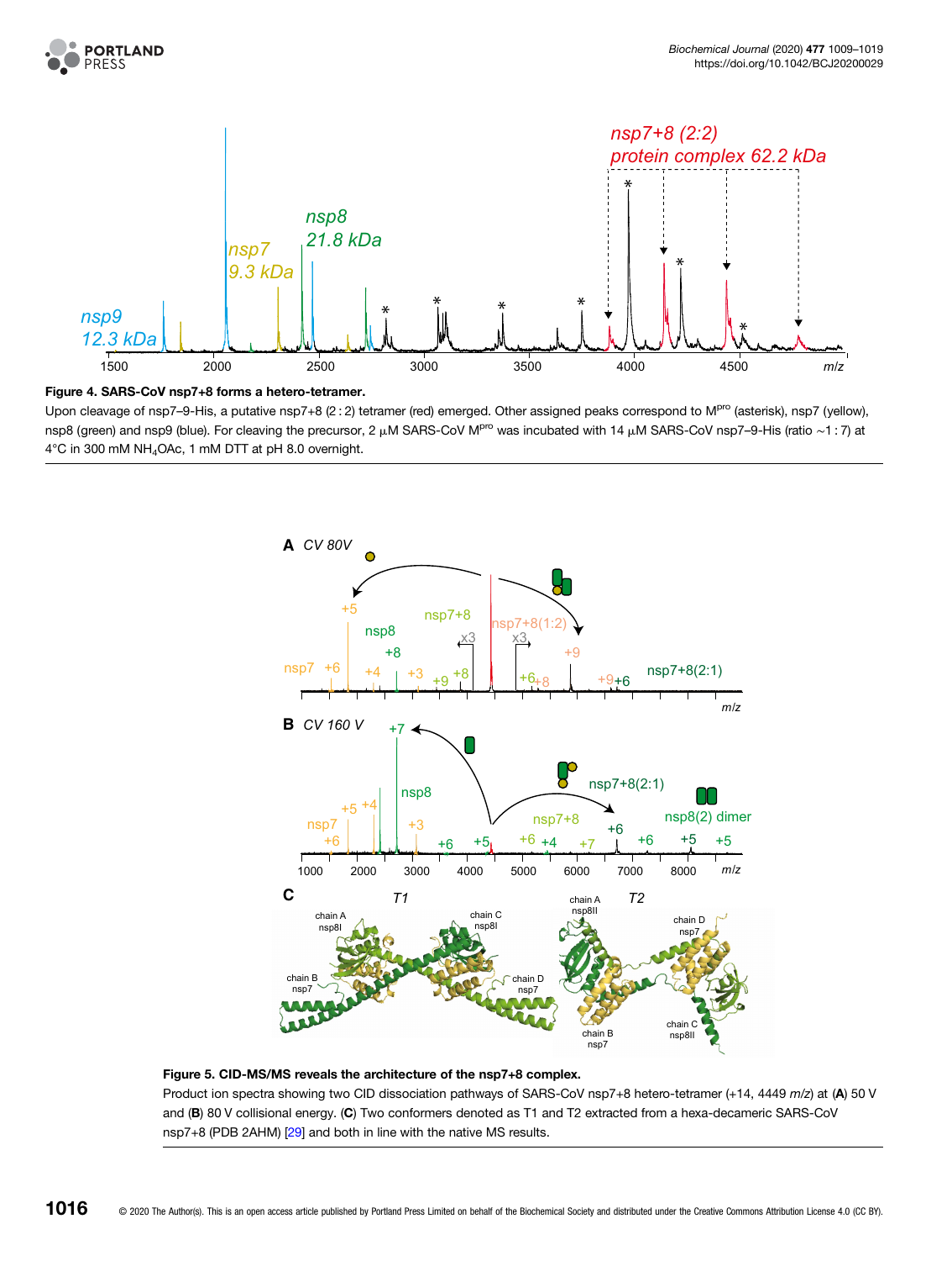**Figure 4. SARS-CoV nsp7+8 forms a hetero-tetramer.**

Upon cleavage of nsp7–9-His, a putative nsp7+8 (2 : 2) tetramer (red) emerged. Other assigned peaks correspond to M$^{pro}$ (asterisk), nsp7 (yellow), nsp8 (green) and nsp9 (blue). For cleaving the precursor, 2 μM SARS-CoV M$^{pro}$ was incubated with 14 μM SARS-CoV nsp7–9-His (ratio ∼1 : 7) at 4°C in 300 mM $NH_4OAc$, 1 mM DTT at pH 8.0 overnight.

**Figure 5. CID-MS/MS reveals the architecture of the nsp7+8 complex.**

Product ion spectra showing two CID dissociation pathways of SARS-CoV nsp7+8 hetero-tetramer (+14, 4449 *m/z*) at (**A**) 50 V and (**B**) 80 V collisional energy. (**C**) Two conformers denoted as T1 and T2 extracted from a hexa-decameric SARS-CoV nsp7+8 (PDB 2AHM) [29] and both in line with the native MS results.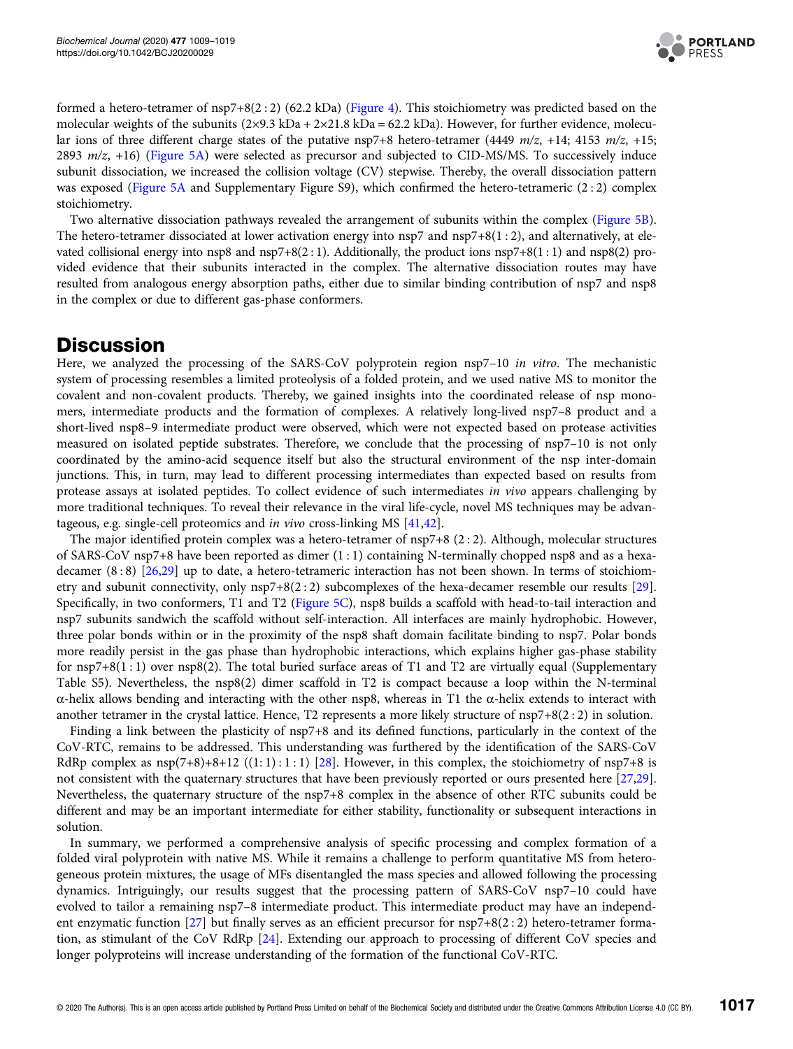formed a hetero-tetramer of nsp7+8(2 : 2) (62.2 kDa) (Figure 4). This stoichiometry was predicted based on the molecular weights of the subunits (2×9.3 kDa + 2×21.8 kDa = 62.2 kDa). However, for further evidence, molecular ions of three different charge states of the putative nsp7+8 hetero-tetramer (4449 *m/z*, +14; 4153 *m/z*, +15; 2893 *m/z*, +16) (Figure 5A) were selected as precursor and subjected to CID-MS/MS. To successively induce subunit dissociation, we increased the collision voltage (CV) stepwise. Thereby, the overall dissociation pattern was exposed (Figure 5A and Supplementary Figure S9), which confirmed the hetero-tetrameric (2 : 2) complex stoichiometry.

Two alternative dissociation pathways revealed the arrangement of subunits within the complex (Figure 5B). The hetero-tetramer dissociated at lower activation energy into nsp7 and nsp7+8(1 : 2), and alternatively, at elevated collisional energy into nsp8 and nsp7+8(2 : 1). Additionally, the product ions nsp7+8(1 : 1) and nsp8(2) provided evidence that their subunits interacted in the complex. The alternative dissociation routes may have resulted from analogous energy absorption paths, either due to similar binding contribution of nsp7 and nsp8 in the complex or due to different gas-phase conformers.

## Discussion

Here, we analyzed the processing of the SARS-CoV polyprotein region nsp7–10 *in vitro*. The mechanistic system of processing resembles a limited proteolysis of a folded protein, and we used native MS to monitor the covalent and non-covalent products. Thereby, we gained insights into the coordinated release of nsp monomers, intermediate products and the formation of complexes. A relatively long-lived nsp7–8 product and a short-lived nsp8–9 intermediate product were observed, which were not expected based on protease activities measured on isolated peptide substrates. Therefore, we conclude that the processing of nsp7–10 is not only coordinated by the amino-acid sequence itself but also the structural environment of the nsp inter-domain junctions. This, in turn, may lead to different processing intermediates than expected based on results from protease assays at isolated peptides. To collect evidence of such intermediates *in vivo* appears challenging by more traditional techniques. To reveal their relevance in the viral life-cycle, novel MS techniques may be advantageous, e.g. single-cell proteomics and *in vivo* cross-linking MS [41,42].

The major identified protein complex was a hetero-tetramer of nsp7+8 (2 : 2). Although, molecular structures of SARS-CoV nsp7+8 have been reported as dimer (1 : 1) containing N-terminally chopped nsp8 and as a hexadecamer (8 : 8) [26,29] up to date, a hetero-tetrameric interaction has not been shown. In terms of stoichiometry and subunit connectivity, only nsp7+8(2 : 2) subcomplexes of the hexa-decamer resemble our results [29]. Specifically, in two conformers, T1 and T2 (Figure 5C), nsp8 builds a scaffold with head-to-tail interaction and nsp7 subunits sandwich the scaffold without self-interaction. All interfaces are mainly hydrophobic. However, three polar bonds within or in the proximity of the nsp8 shaft domain facilitate binding to nsp7. Polar bonds more readily persist in the gas phase than hydrophobic interactions, which explains higher gas-phase stability for nsp7+8(1 : 1) over nsp8(2). The total buried surface areas of T1 and T2 are virtually equal (Supplementary Table S5). Nevertheless, the nsp8(2) dimer scaffold in T2 is compact because a loop within the N-terminal α-helix allows bending and interacting with the other nsp8, whereas in T1 the α-helix extends to interact with another tetramer in the crystal lattice. Hence, T2 represents a more likely structure of nsp7+8(2 : 2) in solution.

Finding a link between the plasticity of nsp7+8 and its defined functions, particularly in the context of the CoV-RTC, remains to be addressed. This understanding was furthered by the identification of the SARS-CoV RdRp complex as nsp(7+8)+8+12 ((1: 1) : 1 : 1) [28]. However, in this complex, the stoichiometry of nsp7+8 is not consistent with the quaternary structures that have been previously reported or ours presented here [27,29]. Nevertheless, the quaternary structure of the nsp7+8 complex in the absence of other RTC subunits could be different and may be an important intermediate for either stability, functionality or subsequent interactions in solution.

In summary, we performed a comprehensive analysis of specific processing and complex formation of a folded viral polyprotein with native MS. While it remains a challenge to perform quantitative MS from heterogeneous protein mixtures, the usage of MFs disentangled the mass species and allowed following the processing dynamics. Intriguingly, our results suggest that the processing pattern of SARS-CoV nsp7–10 could have evolved to tailor a remaining nsp7–8 intermediate product. This intermediate product may have an independent enzymatic function [27] but finally serves as an efficient precursor for nsp7+8(2 : 2) hetero-tetramer formation, as stimulant of the CoV RdRp [24]. Extending our approach to processing of different CoV species and longer polyproteins will increase understanding of the formation of the functional CoV-RTC.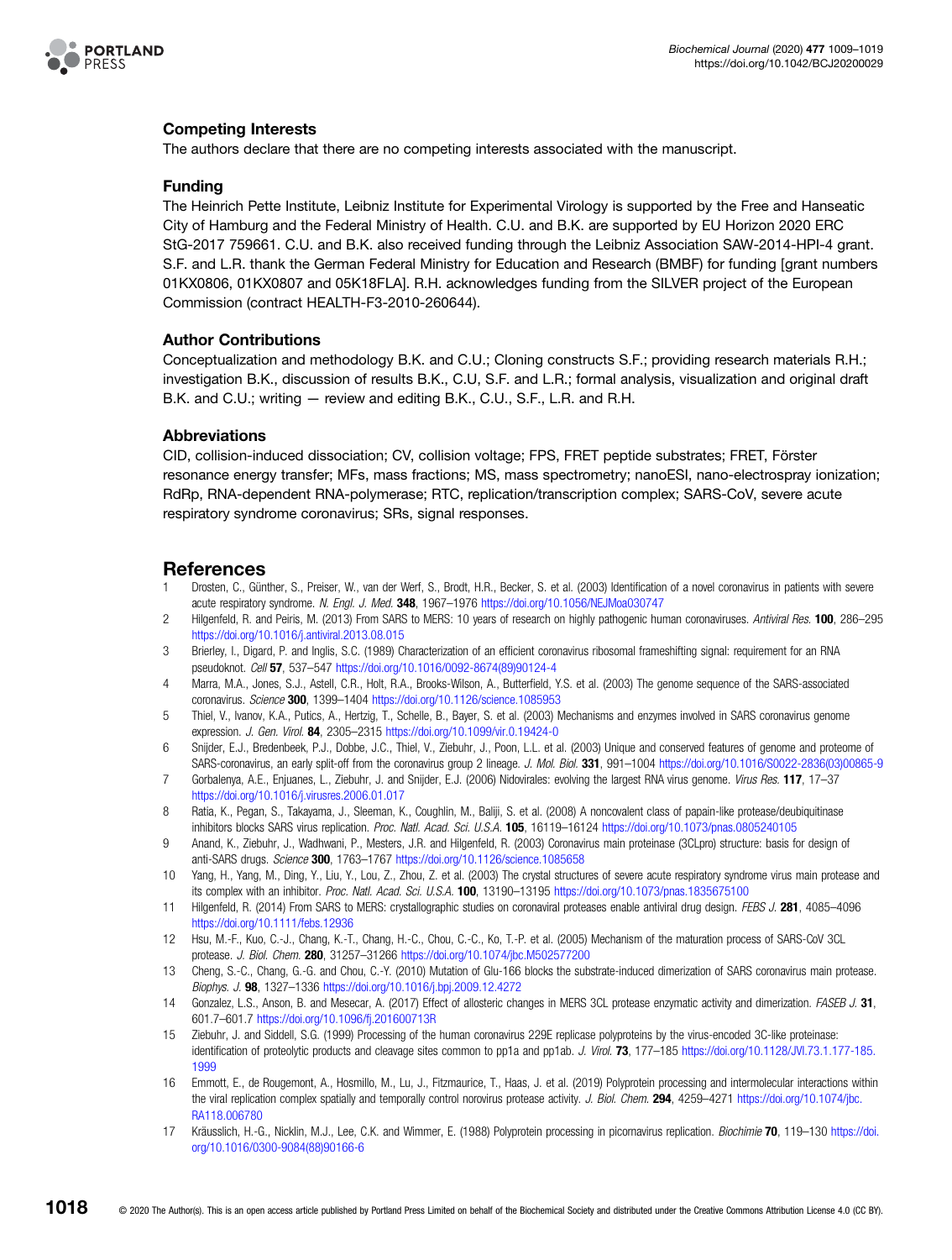## Competing Interests

The authors declare that there are no competing interests associated with the manuscript.

## Funding

The Heinrich Pette Institute, Leibniz Institute for Experimental Virology is supported by the Free and Hanseatic City of Hamburg and the Federal Ministry of Health. C.U. and B.K. are supported by EU Horizon 2020 ERC StG-2017 759661. C.U. and B.K. also received funding through the Leibniz Association SAW-2014-HPI-4 grant. S.F. and L.R. thank the German Federal Ministry for Education and Research (BMBF) for funding [grant numbers 01KX0806, 01KX0807 and 05K18FLA]. R.H. acknowledges funding from the SILVER project of the European Commission (contract HEALTH-F3-2010-260644).

## Author Contributions

Conceptualization and methodology B.K. and C.U.; Cloning constructs S.F.; providing research materials R.H.; investigation B.K., discussion of results B.K., C.U, S.F. and L.R.; formal analysis, visualization and original draft B.K. and C.U.; writing — review and editing B.K., C.U., S.F., L.R. and R.H.

## Abbreviations

CID, collision-induced dissociation; CV, collision voltage; FPS, FRET peptide substrates; FRET, Förster resonance energy transfer; MFs, mass fractions; MS, mass spectrometry; nanoESI, nano-electrospray ionization; RdRp, RNA-dependent RNA-polymerase; RTC, replication/transcription complex; SARS-CoV, severe acute respiratory syndrome coronavirus; SRs, signal responses.

# References

1. Drosten, C., Günther, S., Preiser, W., van der Werf, S., Brodt, H.R., Becker, S. et al. (2003) Identification of a novel coronavirus in patients with severe acute respiratory syndrome. *N. Engl. J. Med.* **348**, 1967–1976 https://doi.org/10.1056/NEJMoa030747
2. Hilgenfeld, R. and Peiris, M. (2013) From SARS to MERS: 10 years of research on highly pathogenic human coronaviruses. *Antiviral Res.* **100**, 286–295 https://doi.org/10.1016/j.antiviral.2013.08.015
3. Brierley, I., Digard, P. and Inglis, S.C. (1989) Characterization of an efficient coronavirus ribosomal frameshifting signal: requirement for an RNA pseudoknot. *Cell* **57**, 537–547 https://doi.org/10.1016/0092-8674(89)90124-4
4. Marra, M.A., Jones, S.J., Astell, C.R., Holt, R.A., Brooks-Wilson, A., Butterfield, Y.S. et al. (2003) The genome sequence of the SARS-associated coronavirus. *Science* **300**, 1399–1404 https://doi.org/10.1126/science.1085953
5. Thiel, V., Ivanov, K.A., Putics, A., Hertzig, T., Schelle, B., Bayer, S. et al. (2003) Mechanisms and enzymes involved in SARS coronavirus genome expression. *J. Gen. Virol.* **84**, 2305–2315 https://doi.org/10.1099/vir.0.19424-0
6. Snijder, E.J., Bredenbeek, P.J., Dobbe, J.C., Thiel, V., Ziebuhr, J., Poon, L.L. et al. (2003) Unique and conserved features of genome and proteome of SARS-coronavirus, an early split-off from the coronavirus group 2 lineage. *J. Mol. Biol.* **331**, 991–1004 https://doi.org/10.1016/S0022-2836(03)00865-9
7. Gorbalenya, A.E., Enjuanes, L., Ziebuhr, J. and Snijder, E.J. (2006) Nidovirales: evolving the largest RNA virus genome. *Virus Res.* **117**, 17–37 https://doi.org/10.1016/j.virusres.2006.01.017
8. Ratia, K., Pegan, S., Takayama, J., Sleeman, K., Coughlin, M., Baliji, S. et al. (2008) A noncovalent class of papain-like protease/deubiquitinase inhibitors blocks SARS virus replication. *Proc. Natl. Acad. Sci. U.S.A.* **105**, 16119–16124 https://doi.org/10.1073/pnas.0805240105
9. Anand, K., Ziebuhr, J., Wadhwani, P., Mesters, J.R. and Hilgenfeld, R. (2003) Coronavirus main proteinase (3CLpro) structure: basis for design of anti-SARS drugs. *Science* **300**, 1763–1767 https://doi.org/10.1126/science.1085658
10. Yang, H., Yang, M., Ding, Y., Liu, Y., Lou, Z., Zhou, Z. et al. (2003) The crystal structures of severe acute respiratory syndrome virus main protease and its complex with an inhibitor. *Proc. Natl. Acad. Sci. U.S.A.* **100**, 13190–13195 https://doi.org/10.1073/pnas.1835675100
11. Hilgenfeld, R. (2014) From SARS to MERS: crystallographic studies on coronaviral proteases enable antiviral drug design. *FEBS J.* **281**, 4085–4096 https://doi.org/10.1111/febs.12936
12. Hsu, M.-F., Kuo, C.-J., Chang, K.-T., Chang, H.-C., Chou, C.-C., Ko, T.-P. et al. (2005) Mechanism of the maturation process of SARS-CoV 3CL protease. *J. Biol. Chem.* **280**, 31257–31266 https://doi.org/10.1074/jbc.M502577200
13. Cheng, S.-C., Chang, G.-G. and Chou, C.-Y. (2010) Mutation of Glu-166 blocks the substrate-induced dimerization of SARS coronavirus main protease. *Biophys. J.* **98**, 1327–1336 https://doi.org/10.1016/j.bpj.2009.12.4272
14. Gonzalez, L.S., Anson, B. and Mesecar, A. (2017) Effect of allosteric changes in MERS 3CL protease enzymatic activity and dimerization. *FASEB J.* **31**, 601.7–601.7 https://doi.org/10.1096/fj.201600713R
15. Ziebuhr, J. and Siddell, S.G. (1999) Processing of the human coronavirus 229E replicase polyproteins by the virus-encoded 3C-like proteinase: identification of proteolytic products and cleavage sites common to pp1a and pp1ab. *J. Virol.* **73**, 177–185 https://doi.org/10.1128/JVI.73.1.177-185.1999
16. Emmott, E., de Rougemont, A., Hosmillo, M., Lu, J., Fitzmaurice, T., Haas, J. et al. (2019) Polyprotein processing and intermolecular interactions within the viral replication complex spatially and temporally control norovirus protease activity. *J. Biol. Chem.* **294**, 4259–4271 https://doi.org/10.1074/jbc.RA118.006780
17. Kräusslich, H.-G., Nicklin, M.J., Lee, C.K. and Wimmer, E. (1988) Polyprotein processing in picornavirus replication. *Biochimie* **70**, 119–130 https://doi.org/10.1016/0300-9084(88)90166-6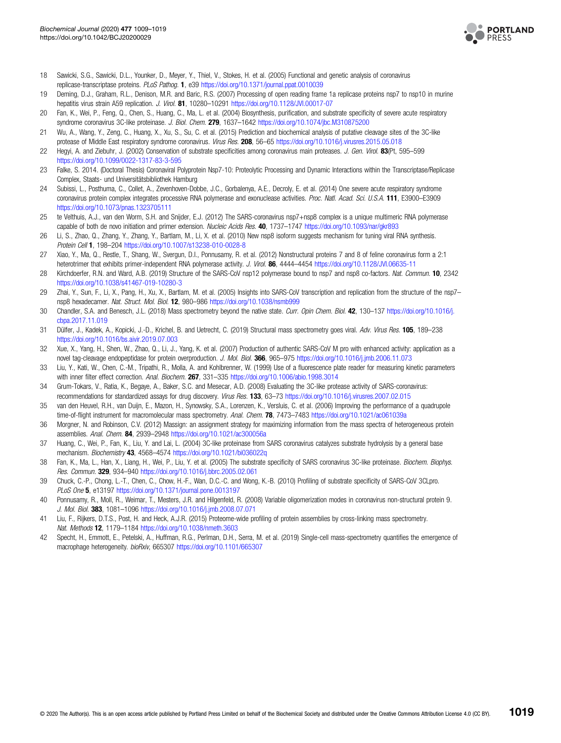18 Sawicki, S.G., Sawicki, D.L., Younker, D., Meyer, Y., Thiel, V., Stokes, H. et al. (2005) Functional and genetic analysis of coronavirus replicase-transcriptase proteins. *PLoS Pathog.* **1**, e39 https://doi.org/10.1371/journal.ppat.0010039

19 Deming, D.J., Graham, R.L., Denison, M.R. and Baric, R.S. (2007) Processing of open reading frame 1a replicase proteins nsp7 to nsp10 in murine hepatitis virus strain A59 replication. *J. Virol.* **81**, 10280–10291 https://doi.org/10.1128/JVI.00017-07

20 Fan, K., Wei, P., Feng, Q., Chen, S., Huang, C., Ma, L. et al. (2004) Biosynthesis, purification, and substrate specificity of severe acute respiratory syndrome coronavirus 3C-like proteinase. *J. Biol. Chem.* **279**, 1637–1642 https://doi.org/10.1074/jbc.M310875200

21 Wu, A., Wang, Y., Zeng, C., Huang, X., Xu, S., Su, C. et al. (2015) Prediction and biochemical analysis of putative cleavage sites of the 3C-like protease of Middle East respiratory syndrome coronavirus. *Virus Res.* **208**, 56–65 https://doi.org/10.1016/j.virusres.2015.05.018

22 Hegyi, A. and Ziebuhr, J. (2002) Conservation of substrate specificities among coronavirus main proteases. *J. Gen. Virol.* **83**(Pt, 595–599 https://doi.org/10.1099/0022-1317-83-3-595

23 Falke, S. 2014. (Doctoral Thesis) Coronaviral Polyprotein Nsp7-10: Proteolytic Processing and Dynamic Interactions within the Transcriptase/Replicase Complex, Staats- und Universitätsbibliothek Hamburg

24 Subissi, L., Posthuma, C., Collet, A., Zevenhoven-Dobbe, J.C., Gorbalenya, A.E., Decroly, E. et al. (2014) One severe acute respiratory syndrome coronavirus protein complex integrates processive RNA polymerase and exonuclease activities. *Proc. Natl. Acad. Sci. U.S.A.* **111**, E3900–E3909 https://doi.org/10.1073/pnas.1323705111

25 te Velthuis, A.J., van den Worm, S.H. and Snijder, E.J. (2012) The SARS-coronavirus nsp7+nsp8 complex is a unique multimeric RNA polymerase capable of both de novo initiation and primer extension. *Nucleic Acids Res.* **40**, 1737–1747 https://doi.org/10.1093/nar/gkr893

26 Li, S., Zhao, Q., Zhang, Y., Zhang, Y., Bartlam, M., Li, X. et al. (2010) New nsp8 isoform suggests mechanism for tuning viral RNA synthesis. *Protein Cell* **1**, 198–204 https://doi.org/10.1007/s13238-010-0028-8

27 Xiao, Y., Ma, Q., Restle, T., Shang, W., Svergun, D.I., Ponnusamy, R. et al. (2012) Nonstructural proteins 7 and 8 of feline coronavirus form a 2:1 heterotrimer that exhibits primer-independent RNA polymerase activity. *J. Virol.* **86**, 4444–4454 https://doi.org/10.1128/JVI.06635-11

28 Kirchdoerfer, R.N. and Ward, A.B. (2019) Structure of the SARS-CoV nsp12 polymerase bound to nsp7 and nsp8 co-factors. *Nat. Commun.* **10**, 2342 https://doi.org/10.1038/s41467-019-10280-3

29 Zhai, Y., Sun, F., Li, X., Pang, H., Xu, X., Bartlam, M. et al. (2005) Insights into SARS-CoV transcription and replication from the structure of the nsp7–nsp8 hexadecamer. *Nat. Struct. Mol. Biol.* **12**, 980–986 https://doi.org/10.1038/nsmb999

30 Chandler, S.A. and Benesch, J.L. (2018) Mass spectrometry beyond the native state. *Curr. Opin Chem. Biol.* **42**, 130–137 https://doi.org/10.1016/j.cbpa.2017.11.019

31 Dülfer, J., Kadek, A., Kopicki, J.-D., Krichel, B. and Uetrecht, C. (2019) Structural mass spectrometry goes viral. *Adv. Virus Res.* **105**, 189–238 https://doi.org/10.1016/bs.aivir.2019.07.003

32 Xue, X., Yang, H., Shen, W., Zhao, Q., Li, J., Yang, K. et al. (2007) Production of authentic SARS-CoV M pro with enhanced activity: application as a novel tag-cleavage endopeptidase for protein overproduction. *J. Mol. Biol.* **366**, 965–975 https://doi.org/10.1016/j.jmb.2006.11.073

33 Liu, Y., Kati, W., Chen, C.-M., Tripathi, R., Molla, A. and Kohlbrenner, W. (1999) Use of a fluorescence plate reader for measuring kinetic parameters with inner filter effect correction. *Anal. Biochem.* **267**, 331–335 https://doi.org/10.1006/abio.1998.3014

34 Grum-Tokars, V., Ratia, K., Begaye, A., Baker, S.C. and Mesecar, A.D. (2008) Evaluating the 3C-like protease activity of SARS-coronavirus: recommendations for standardized assays for drug discovery. *Virus Res.* **133**, 63–73 https://doi.org/10.1016/j.virusres.2007.02.015

35 van den Heuvel, R.H., van Duijn, E., Mazon, H., Synowsky, S.A., Lorenzen, K., Versluis, C. et al. (2006) Improving the performance of a quadrupole time-of-flight instrument for macromolecular mass spectrometry. *Anal. Chem.* **78**, 7473–7483 https://doi.org/10.1021/ac061039a

36 Morgner, N. and Robinson, C.V. (2012) Massign: an assignment strategy for maximizing information from the mass spectra of heterogeneous protein assemblies. *Anal. Chem.* **84**, 2939–2948 https://doi.org/10.1021/ac300056a

37 Huang, C., Wei, P., Fan, K., Liu, Y. and Lai, L. (2004) 3C-like proteinase from SARS coronavirus catalyzes substrate hydrolysis by a general base mechanism. *Biochemistry* **43**, 4568–4574 https://doi.org/10.1021/bi036022q

38 Fan, K., Ma, L., Han, X., Liang, H., Wei, P., Liu, Y. et al. (2005) The substrate specificity of SARS coronavirus 3C-like proteinase. *Biochem. Biophys. Res. Commun.* **329**, 934–940 https://doi.org/10.1016/j.bbrc.2005.02.061

39 Chuck, C.-P., Chong, L.-T., Chen, C., Chow, H.-F., Wan, D.C.-C. and Wong, K.-B. (2010) Profiling of substrate specificity of SARS-CoV 3CLpro. *PLoS One* **5**, e13197 https://doi.org/10.1371/journal.pone.0013197

40 Ponnusamy, R., Moll, R., Weimar, T., Mesters, J.R. and Hilgenfeld, R. (2008) Variable oligomerization modes in coronavirus non-structural protein 9. *J. Mol. Biol.* **383**, 1081–1096 https://doi.org/10.1016/j.jmb.2008.07.071

41 Liu, F., Rijkers, D.T.S., Post, H. and Heck, A.J.R. (2015) Proteome-wide profiling of protein assemblies by cross-linking mass spectrometry. *Nat. Methods* **12**, 1179–1184 https://doi.org/10.1038/nmeth.3603

42 Specht, H., Emmott, E., Petelski, A., Huffman, R.G., Perlman, D.H., Serra, M. et al. (2019) Single-cell mass-spectrometry quantifies the emergence of macrophage heterogeneity. *bioRxiv*, 665307 https://doi.org/10.1101/665307